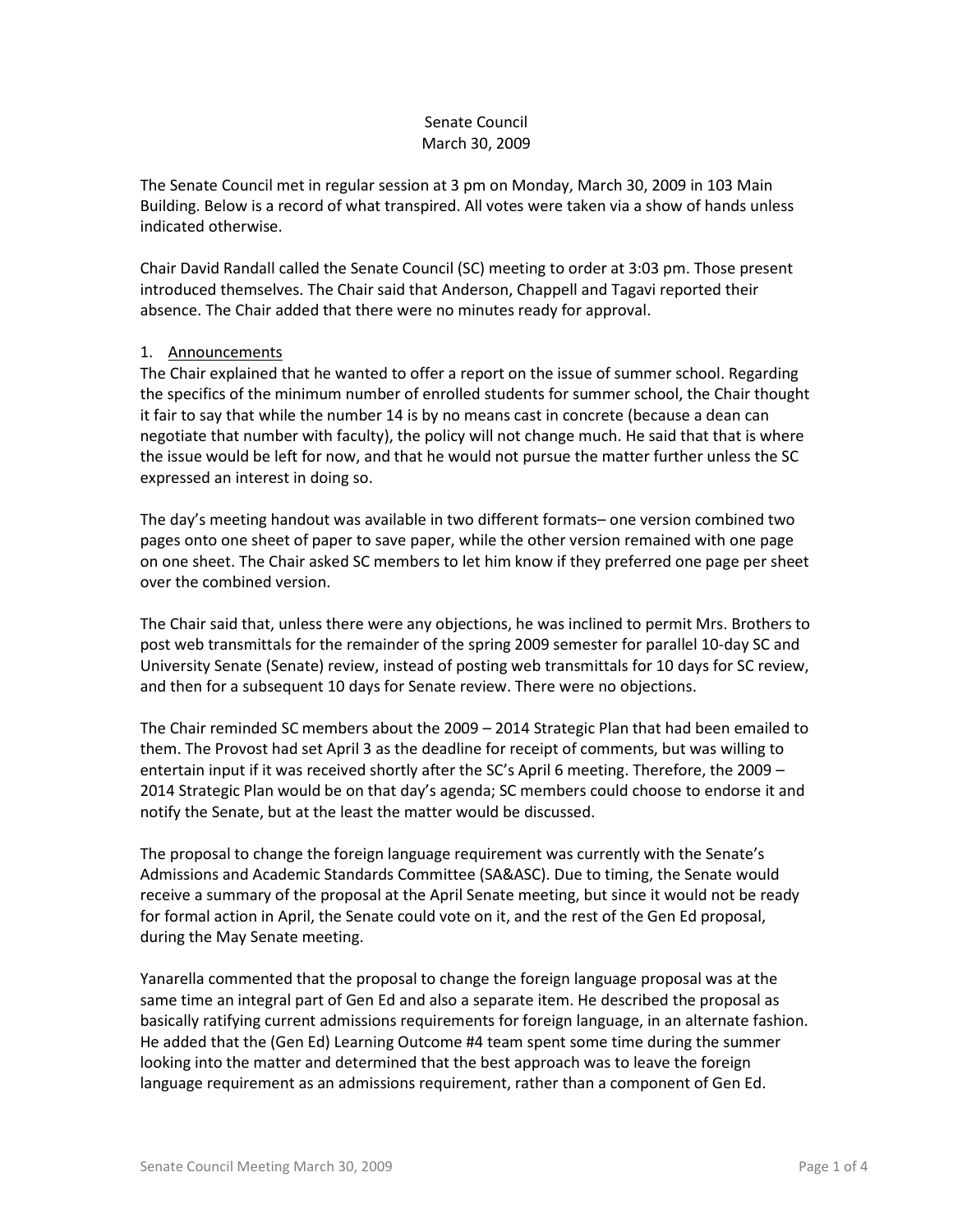Senate Council
March 30, 2009

The Senate Council met in regular session at 3 pm on Monday, March 30, 2009 in 103 Main Building. Below is a record of what transpired. All votes were taken via a show of hands unless indicated otherwise.

Chair David Randall called the Senate Council (SC) meeting to order at 3:03 pm. Those present introduced themselves. The Chair said that Anderson, Chappell and Tagavi reported their absence. The Chair added that there were no minutes ready for approval.

1. Announcements

The Chair explained that he wanted to offer a report on the issue of summer school. Regarding the specifics of the minimum number of enrolled students for summer school, the Chair thought it fair to say that while the number 14 is by no means cast in concrete (because a dean can negotiate that number with faculty), the policy will not change much. He said that that is where the issue would be left for now, and that he would not pursue the matter further unless the SC expressed an interest in doing so.

The day's meeting handout was available in two different formats– one version combined two pages onto one sheet of paper to save paper, while the other version remained with one page on one sheet. The Chair asked SC members to let him know if they preferred one page per sheet over the combined version.

The Chair said that, unless there were any objections, he was inclined to permit Mrs. Brothers to post web transmittals for the remainder of the spring 2009 semester for parallel 10-day SC and University Senate (Senate) review, instead of posting web transmittals for 10 days for SC review, and then for a subsequent 10 days for Senate review. There were no objections.

The Chair reminded SC members about the 2009 – 2014 Strategic Plan that had been emailed to them. The Provost had set April 3 as the deadline for receipt of comments, but was willing to entertain input if it was received shortly after the SC's April 6 meeting. Therefore, the 2009 – 2014 Strategic Plan would be on that day's agenda; SC members could choose to endorse it and notify the Senate, but at the least the matter would be discussed.

The proposal to change the foreign language requirement was currently with the Senate's Admissions and Academic Standards Committee (SA&ASC). Due to timing, the Senate would receive a summary of the proposal at the April Senate meeting, but since it would not be ready for formal action in April, the Senate could vote on it, and the rest of the Gen Ed proposal, during the May Senate meeting.

Yanarella commented that the proposal to change the foreign language proposal was at the same time an integral part of Gen Ed and also a separate item. He described the proposal as basically ratifying current admissions requirements for foreign language, in an alternate fashion. He added that the (Gen Ed) Learning Outcome #4 team spent some time during the summer looking into the matter and determined that the best approach was to leave the foreign language requirement as an admissions requirement, rather than a component of Gen Ed.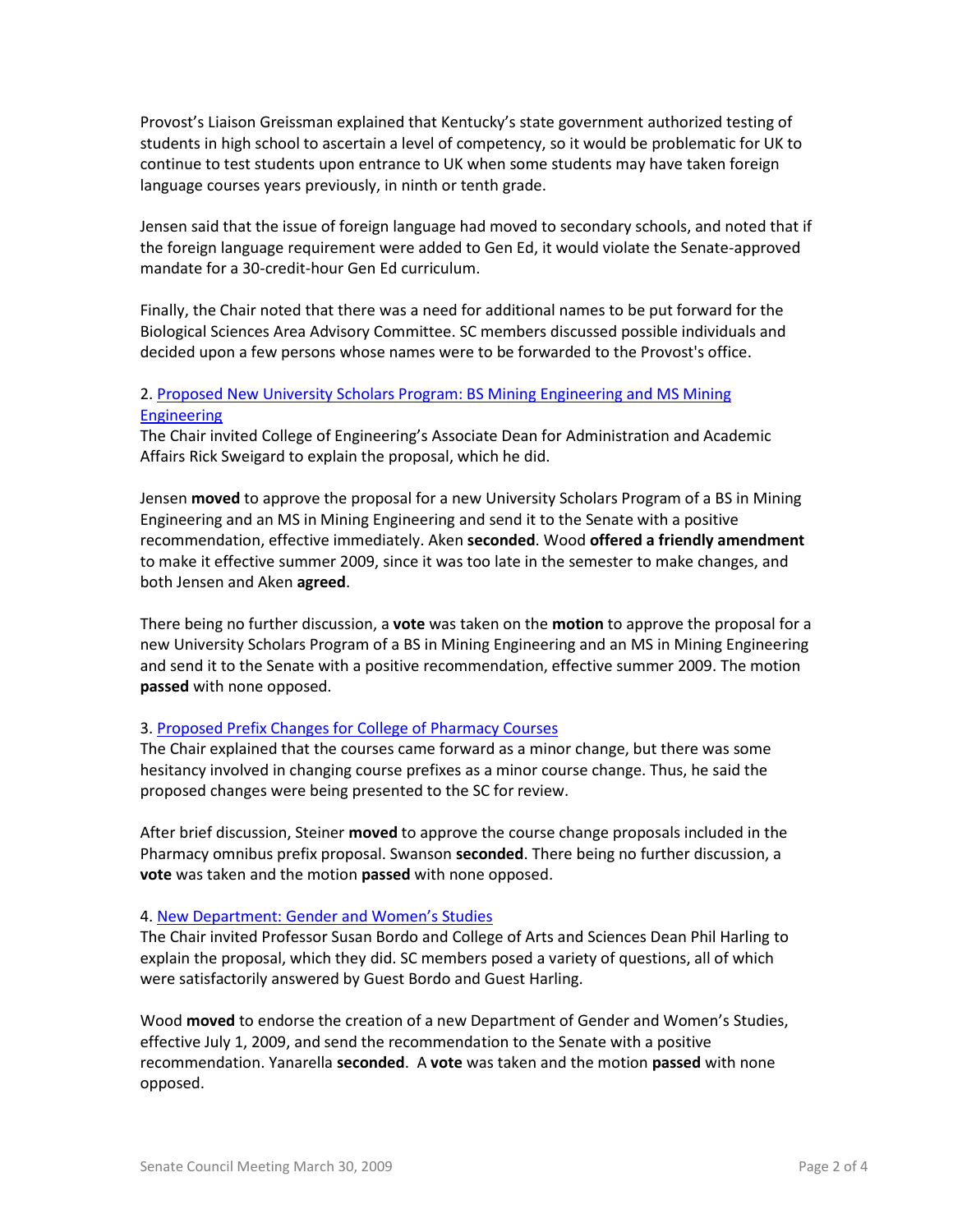Provost's Liaison Greissman explained that Kentucky's state government authorized testing of students in high school to ascertain a level of competency, so it would be problematic for UK to continue to test students upon entrance to UK when some students may have taken foreign language courses years previously, in ninth or tenth grade.

Jensen said that the issue of foreign language had moved to secondary schools, and noted that if the foreign language requirement were added to Gen Ed, it would violate the Senate-approved mandate for a 30-credit-hour Gen Ed curriculum.

Finally, the Chair noted that there was a need for additional names to be put forward for the Biological Sciences Area Advisory Committee. SC members discussed possible individuals and decided upon a few persons whose names were to be forwarded to the Provost's office.

2. Proposed New University Scholars Program: BS Mining Engineering and MS Mining Engineering

The Chair invited College of Engineering's Associate Dean for Administration and Academic Affairs Rick Sweigard to explain the proposal, which he did.

Jensen **moved** to approve the proposal for a new University Scholars Program of a BS in Mining Engineering and an MS in Mining Engineering and send it to the Senate with a positive recommendation, effective immediately. Aken **seconded**. Wood **offered a friendly amendment** to make it effective summer 2009, since it was too late in the semester to make changes, and both Jensen and Aken **agreed**.

There being no further discussion, a **vote** was taken on the **motion** to approve the proposal for a new University Scholars Program of a BS in Mining Engineering and an MS in Mining Engineering and send it to the Senate with a positive recommendation, effective summer 2009. The motion **passed** with none opposed.

3. Proposed Prefix Changes for College of Pharmacy Courses

The Chair explained that the courses came forward as a minor change, but there was some hesitancy involved in changing course prefixes as a minor course change. Thus, he said the proposed changes were being presented to the SC for review.

After brief discussion, Steiner **moved** to approve the course change proposals included in the Pharmacy omnibus prefix proposal. Swanson **seconded**. There being no further discussion, a **vote** was taken and the motion **passed** with none opposed.

4. New Department: Gender and Women's Studies

The Chair invited Professor Susan Bordo and College of Arts and Sciences Dean Phil Harling to explain the proposal, which they did. SC members posed a variety of questions, all of which were satisfactorily answered by Guest Bordo and Guest Harling.

Wood **moved** to endorse the creation of a new Department of Gender and Women's Studies, effective July 1, 2009, and send the recommendation to the Senate with a positive recommendation. Yanarella **seconded**. A **vote** was taken and the motion **passed** with none opposed.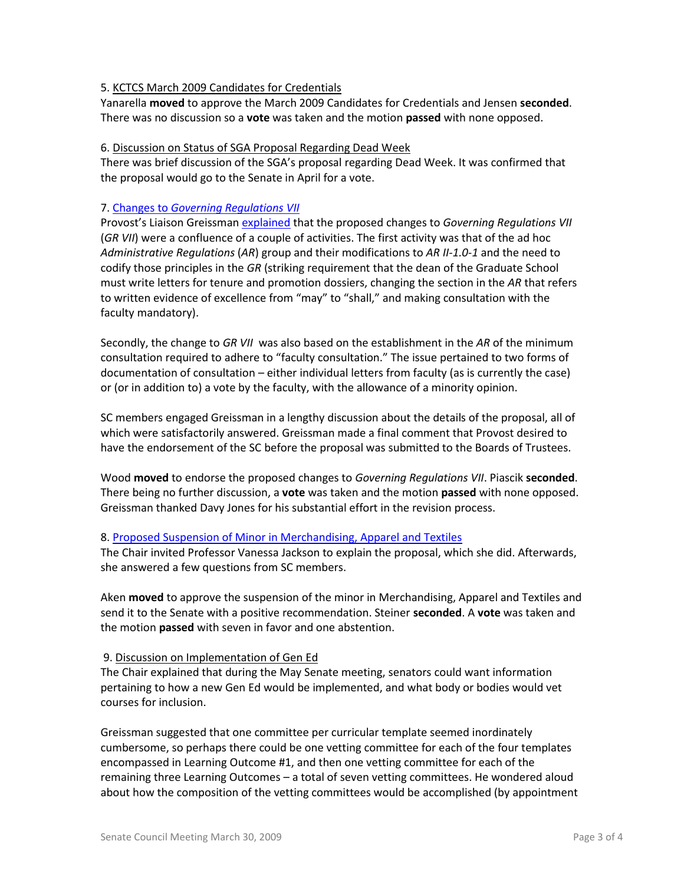5. KCTCS March 2009 Candidates for Credentials

Yanarella **moved** to approve the March 2009 Candidates for Credentials and Jensen **seconded**. There was no discussion so a **vote** was taken and the motion **passed** with none opposed.

6. Discussion on Status of SGA Proposal Regarding Dead Week

There was brief discussion of the SGA's proposal regarding Dead Week. It was confirmed that the proposal would go to the Senate in April for a vote.

7. Changes to *Governing Regulations VII*

Provost's Liaison Greissman explained that the proposed changes to *Governing Regulations VII* (*GR VII*) were a confluence of a couple of activities. The first activity was that of the ad hoc *Administrative Regulations* (*AR*) group and their modifications to *AR II-1.0-1* and the need to codify those principles in the *GR* (striking requirement that the dean of the Graduate School must write letters for tenure and promotion dossiers, changing the section in the *AR* that refers to written evidence of excellence from "may" to "shall," and making consultation with the faculty mandatory).

Secondly, the change to *GR VII* was also based on the establishment in the *AR* of the minimum consultation required to adhere to "faculty consultation." The issue pertained to two forms of documentation of consultation – either individual letters from faculty (as is currently the case) or (or in addition to) a vote by the faculty, with the allowance of a minority opinion.

SC members engaged Greissman in a lengthy discussion about the details of the proposal, all of which were satisfactorily answered. Greissman made a final comment that Provost desired to have the endorsement of the SC before the proposal was submitted to the Boards of Trustees.

Wood **moved** to endorse the proposed changes to *Governing Regulations VII*. Piascik **seconded**. There being no further discussion, a **vote** was taken and the motion **passed** with none opposed. Greissman thanked Davy Jones for his substantial effort in the revision process.

8. Proposed Suspension of Minor in Merchandising, Apparel and Textiles

The Chair invited Professor Vanessa Jackson to explain the proposal, which she did. Afterwards, she answered a few questions from SC members.

Aken **moved** to approve the suspension of the minor in Merchandising, Apparel and Textiles and send it to the Senate with a positive recommendation. Steiner **seconded**. A **vote** was taken and the motion **passed** with seven in favor and one abstention.

9. Discussion on Implementation of Gen Ed

The Chair explained that during the May Senate meeting, senators could want information pertaining to how a new Gen Ed would be implemented, and what body or bodies would vet courses for inclusion.

Greissman suggested that one committee per curricular template seemed inordinately cumbersome, so perhaps there could be one vetting committee for each of the four templates encompassed in Learning Outcome #1, and then one vetting committee for each of the remaining three Learning Outcomes – a total of seven vetting committees. He wondered aloud about how the composition of the vetting committees would be accomplished (by appointment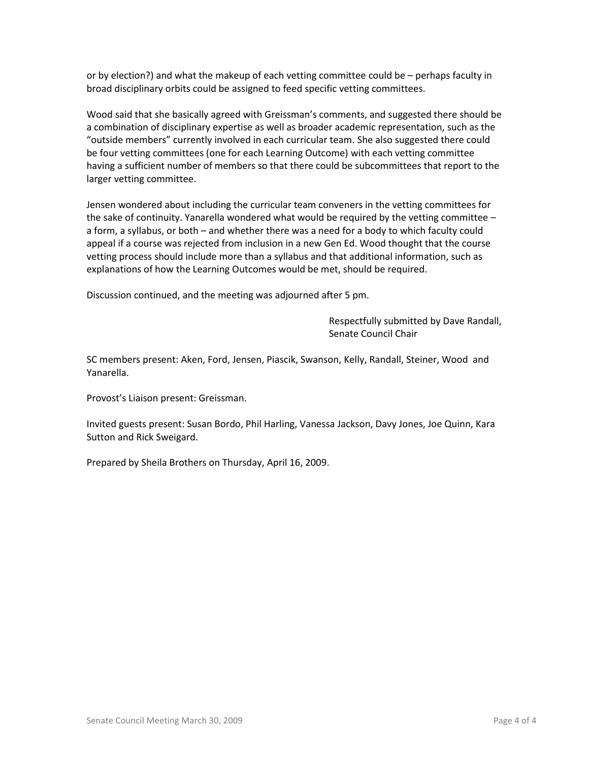or by election?) and what the makeup of each vetting committee could be – perhaps faculty in broad disciplinary orbits could be assigned to feed specific vetting committees.

Wood said that she basically agreed with Greissman's comments, and suggested there should be a combination of disciplinary expertise as well as broader academic representation, such as the "outside members" currently involved in each curricular team. She also suggested there could be four vetting committees (one for each Learning Outcome) with each vetting committee having a sufficient number of members so that there could be subcommittees that report to the larger vetting committee.

Jensen wondered about including the curricular team conveners in the vetting committees for the sake of continuity. Yanarella wondered what would be required by the vetting committee – a form, a syllabus, or both – and whether there was a need for a body to which faculty could appeal if a course was rejected from inclusion in a new Gen Ed. Wood thought that the course vetting process should include more than a syllabus and that additional information, such as explanations of how the Learning Outcomes would be met, should be required.

Discussion continued, and the meeting was adjourned after 5 pm.

Respectfully submitted by Dave Randall,
Senate Council Chair

SC members present: Aken, Ford, Jensen, Piascik, Swanson, Kelly, Randall, Steiner, Wood and Yanarella.

Provost's Liaison present: Greissman.

Invited guests present: Susan Bordo, Phil Harling, Vanessa Jackson, Davy Jones, Joe Quinn, Kara Sutton and Rick Sweigard.

Prepared by Sheila Brothers on Thursday, April 16, 2009.